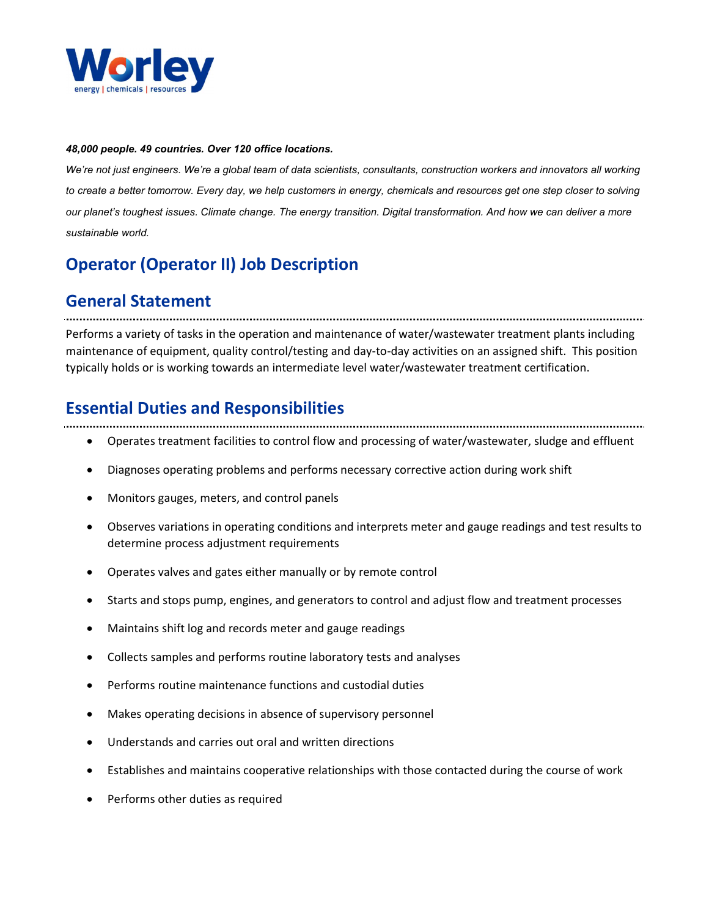Worley

energy | chemicals | resources

***48,000 people. 49 countries. Over 120 office locations.***

*We're not just engineers. We're a global team of data scientists, consultants, construction workers and innovators all working to create a better tomorrow. Every day, we help customers in energy, chemicals and resources get one step closer to solving our planet's toughest issues. Climate change. The energy transition. Digital transformation. And how we can deliver a more sustainable world.*

# Operator (Operator II) Job Description

## General Statement

Performs a variety of tasks in the operation and maintenance of water/wastewater treatment plants including maintenance of equipment, quality control/testing and day-to-day activities on an assigned shift. This position typically holds or is working towards an intermediate level water/wastewater treatment certification.

## Essential Duties and Responsibilities

- Operates treatment facilities to control flow and processing of water/wastewater, sludge and effluent
- Diagnoses operating problems and performs necessary corrective action during work shift
- Monitors gauges, meters, and control panels
- Observes variations in operating conditions and interprets meter and gauge readings and test results to determine process adjustment requirements
- Operates valves and gates either manually or by remote control
- Starts and stops pump, engines, and generators to control and adjust flow and treatment processes
- Maintains shift log and records meter and gauge readings
- Collects samples and performs routine laboratory tests and analyses
- Performs routine maintenance functions and custodial duties
- Makes operating decisions in absence of supervisory personnel
- Understands and carries out oral and written directions
- Establishes and maintains cooperative relationships with those contacted during the course of work
- Performs other duties as required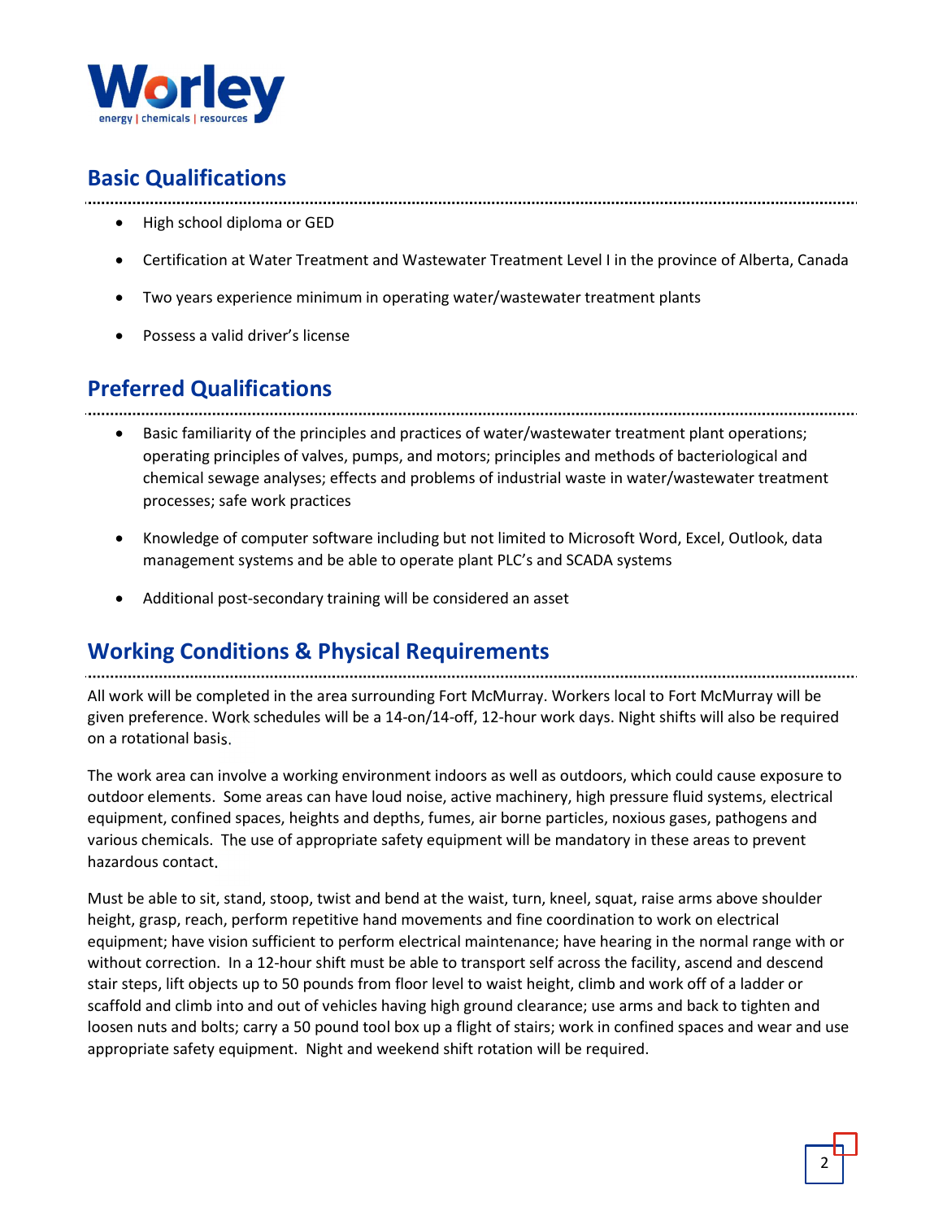## Basic Qualifications

- High school diploma or GED
- Certification at Water Treatment and Wastewater Treatment Level I in the province of Alberta, Canada
- Two years experience minimum in operating water/wastewater treatment plants
- Possess a valid driver's license

## Preferred Qualifications

- Basic familiarity of the principles and practices of water/wastewater treatment plant operations; operating principles of valves, pumps, and motors; principles and methods of bacteriological and chemical sewage analyses; effects and problems of industrial waste in water/wastewater treatment processes; safe work practices
- Knowledge of computer software including but not limited to Microsoft Word, Excel, Outlook, data management systems and be able to operate plant PLC's and SCADA systems
- Additional post-secondary training will be considered an asset

## Working Conditions & Physical Requirements

All work will be completed in the area surrounding Fort McMurray. Workers local to Fort McMurray will be given preference. Work schedules will be a 14-on/14-off, 12-hour work days. Night shifts will also be required on a rotational basis.

The work area can involve a working environment indoors as well as outdoors, which could cause exposure to outdoor elements. Some areas can have loud noise, active machinery, high pressure fluid systems, electrical equipment, confined spaces, heights and depths, fumes, air borne particles, noxious gases, pathogens and various chemicals. The use of appropriate safety equipment will be mandatory in these areas to prevent hazardous contact.

Must be able to sit, stand, stoop, twist and bend at the waist, turn, kneel, squat, raise arms above shoulder height, grasp, reach, perform repetitive hand movements and fine coordination to work on electrical equipment; have vision sufficient to perform electrical maintenance; have hearing in the normal range with or without correction. In a 12-hour shift must be able to transport self across the facility, ascend and descend stair steps, lift objects up to 50 pounds from floor level to waist height, climb and work off of a ladder or scaffold and climb into and out of vehicles having high ground clearance; use arms and back to tighten and loosen nuts and bolts; carry a 50 pound tool box up a flight of stairs; work in confined spaces and wear and use appropriate safety equipment. Night and weekend shift rotation will be required.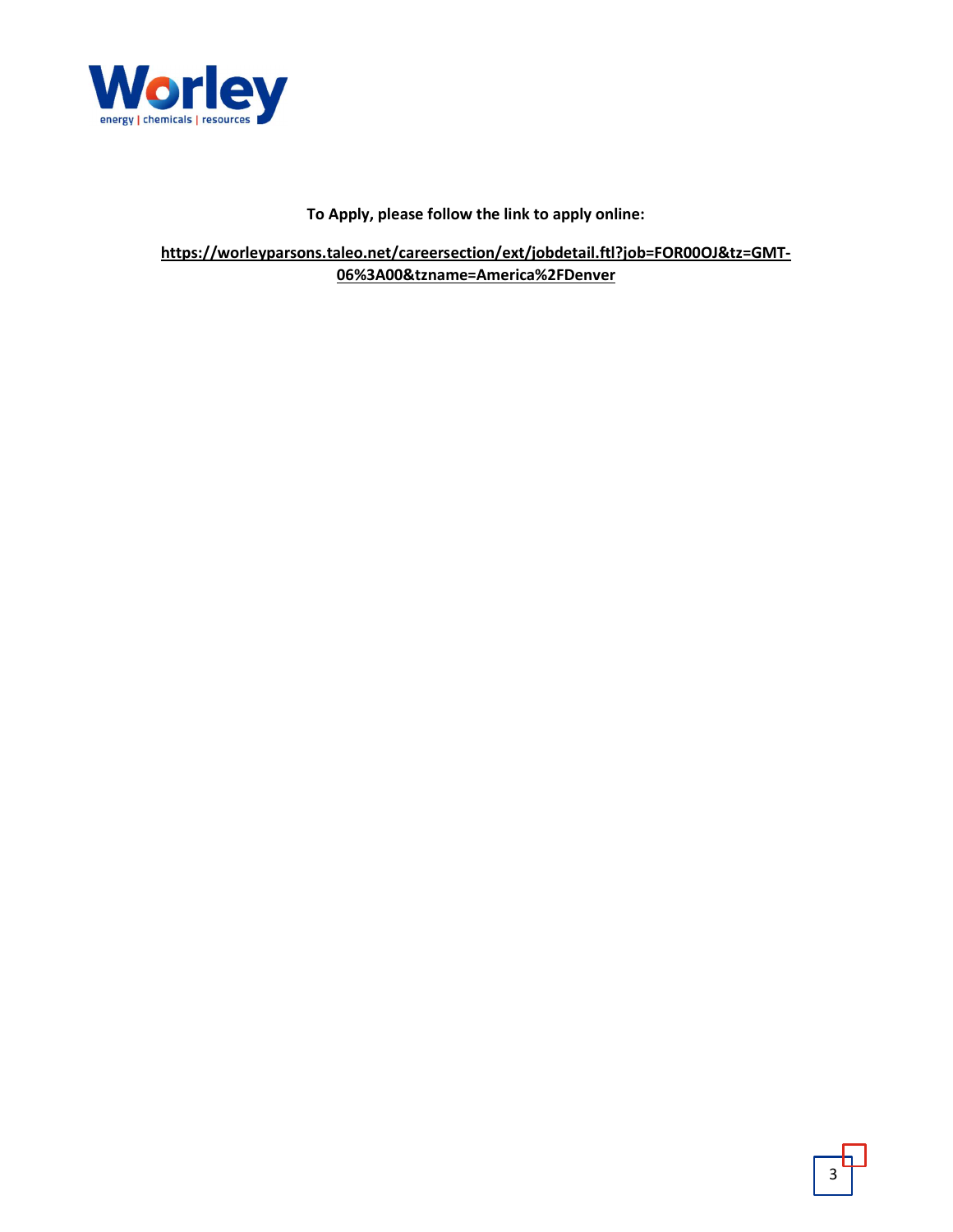**To Apply, please follow the link to apply online:**

**https://worleyparsons.taleo.net/careersection/ext/jobdetail.ftl?job=FOR00OJ&tz=GMT-06%3A00&tzname=America%2FDenver**